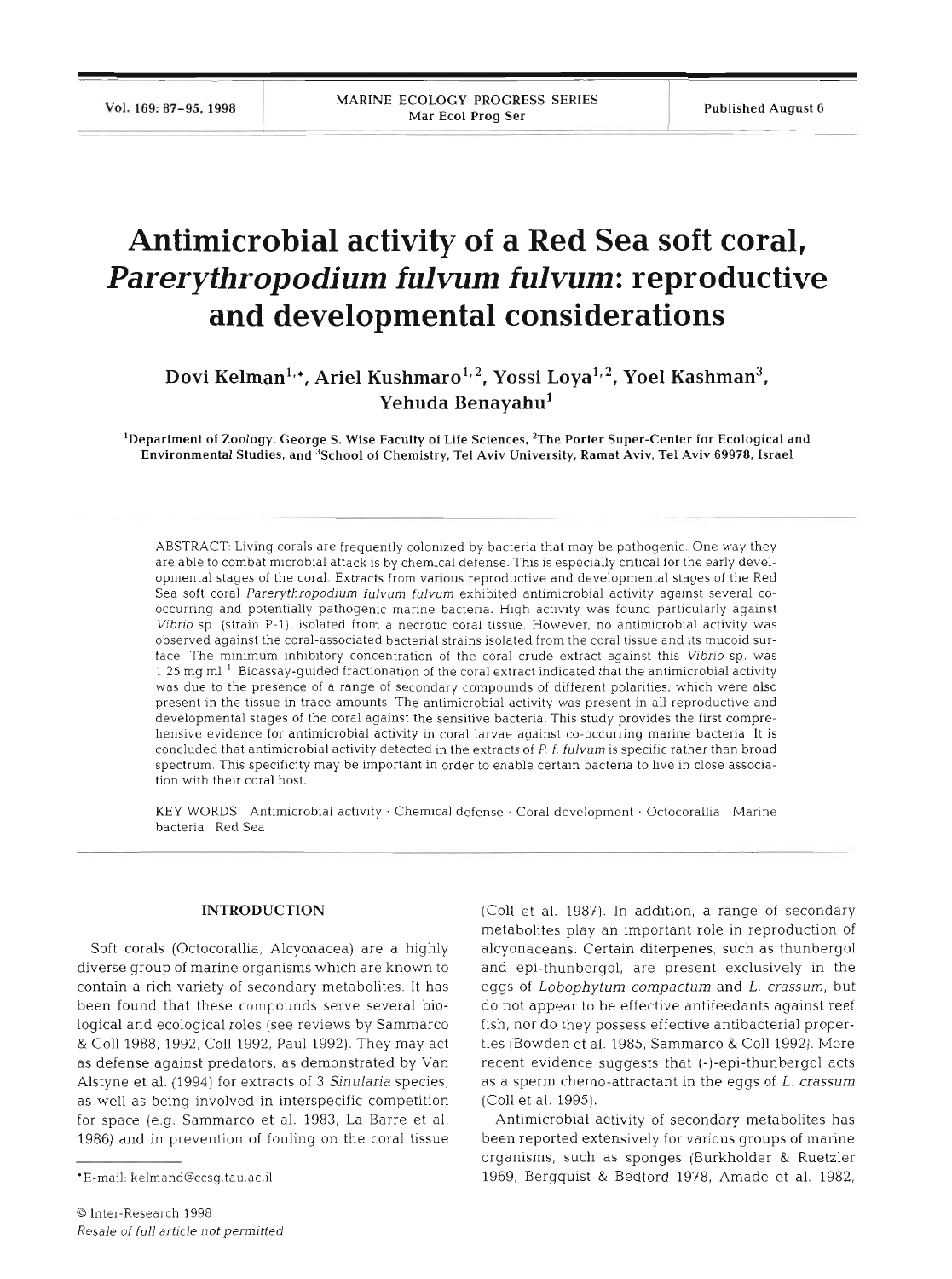# Antimicrobial activity of a Red Sea soft coral, *Parerythropodium fulvum fulvum*: reproductive and developmental considerations

**Dovi Kelman[1,*], Ariel Kushmaro[1,2], Yossi Loya[1,2], Yoel Kashman[3], Yehuda Benayahu[1]**

[1]Department of Zoology, George S. Wise Faculty of Life Sciences, [2]The Porter Super-Center for Ecological and Environmental Studies, and [3]School of Chemistry, Tel Aviv University, Ramat Aviv, Tel Aviv 69978, Israel

ABSTRACT: Living corals are frequently colonized by bacteria that may be pathogenic. One way they are able to combat microbial attack is by chemical defense. This is especially critical for the early developmental stages of the coral. Extracts from various reproductive and developmental stages of the Red Sea soft coral *Parerythropodium fulvum fulvum* exhibited antimicrobial activity against several co-occurring and potentially pathogenic marine bacteria. High activity was found particularly against *Vibrio* sp. (strain P-1), isolated from a necrotic coral tissue. However, no antimicrobial activity was observed against the coral-associated bacterial strains isolated from the coral tissue and its mucoid surface. The minimum inhibitory concentration of the coral crude extract against this *Vibrio* sp. was 1.25 mg $ml^{-1}$. Bioassay-guided fractionation of the coral extract indicated that the antimicrobial activity was due to the presence of a range of secondary compounds of different polarities, which were also present in the tissue in trace amounts. The antimicrobial activity was present in all reproductive and developmental stages of the coral against the sensitive bacteria. This study provides the first comprehensive evidence for antimicrobial activity in coral larvae against co-occurring marine bacteria. It is concluded that antimicrobial activity detected in the extracts of *P. f. fulvum* is specific rather than broad spectrum. This specificity may be important in order to enable certain bacteria to live in close association with their coral host.

KEY WORDS: Antimicrobial activity · Chemical defense · Coral development · Octocorallia · Marine bacteria · Red Sea

## INTRODUCTION

Soft corals (Octocorallia, Alcyonacea) are a highly diverse group of marine organisms which are known to contain a rich variety of secondary metabolites. It has been found that these compounds serve several biological and ecological roles (see reviews by Sammarco & Coll 1988, 1992, Coll 1992, Paul 1992). They may act as defense against predators, as demonstrated by Van Alstyne et al. (1994) for extracts of 3 *Sinularia* species, as well as being involved in interspecific competition for space (e.g. Sammarco et al. 1983, La Barre et al. 1986) and in prevention of fouling on the coral tissue (Coll et al. 1987). In addition, a range of secondary metabolites play an important role in reproduction of alcyonaceans. Certain diterpenes, such as thunbergol and epi-thunbergol, are present exclusively in the eggs of *Lobophytum compactum* and *L. crassum*, but do not appear to be effective antifeedants against reef fish, nor do they possess effective antibacterial properties (Bowden et al. 1985, Sammarco & Coll 1992). More recent evidence suggests that (-)-epi-thunbergol acts as a sperm chemo-attractant in the eggs of *L. crassum* (Coll et al. 1995).

Antimicrobial activity of secondary metabolites has been reported extensively for various groups of marine organisms, such as sponges (Burkholder & Ruetzler 1969, Bergquist & Bedford 1978, Amade et al. 1982,

*E-mail: kelmand@ccsg.tau.ac.il

© Inter-Research 1998
*Resale of full article not permitted*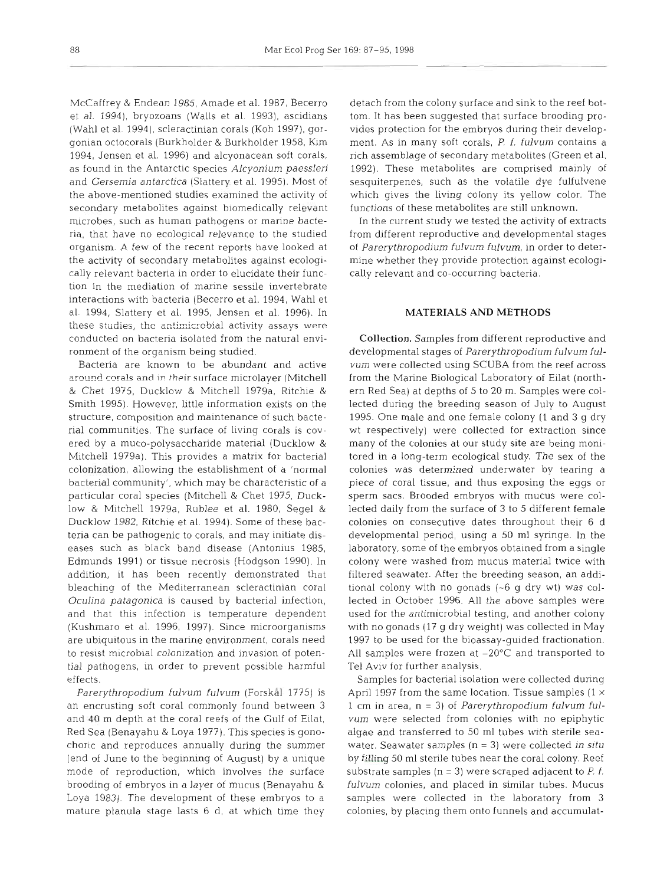McCaffrey & Endean 1985, Amade et al. 1987, Becerro et al. 1994), bryozoans (Walls et al. 1993), ascidians (Wahl et al. 1994), scleractinian corals (Koh 1997), gorgonian octocorals (Burkholder & Burkholder 1958, Kim 1994, Jensen et al. 1996) and alcyonacean soft corals, as found in the Antarctic species *Alcyonium paessleri* and *Gersemia antarctica* (Slattery et al. 1995). Most of the above-mentioned studies examined the activity of secondary metabolites against biomedically relevant microbes, such as human pathogens or marine bacteria, that have no ecological relevance to the studied organism. A few of the recent reports have looked at the activity of secondary metabolites against ecologically relevant bacteria in order to elucidate their function in the mediation of marine sessile invertebrate interactions with bacteria (Becerro et al. 1994, Wahl et al. 1994, Slattery et al. 1995, Jensen et al. 1996). In these studies, the antimicrobial activity assays were conducted on bacteria isolated from the natural environment of the organism being studied.

Bacteria are known to be abundant and active around corals and in their surface microlayer (Mitchell & Chet 1975, Ducklow & Mitchell 1979a, Ritchie & Smith 1995). However, little information exists on the structure, composition and maintenance of such bacterial communities. The surface of living corals is covered by a muco-polysaccharide material (Ducklow & Mitchell 1979a). This provides a matrix for bacterial colonization, allowing the establishment of a 'normal bacterial community', which may be characteristic of a particular coral species (Mitchell & Chet 1975, Ducklow & Mitchell 1979a, Rublee et al. 1980, Segel & Ducklow 1982, Ritchie et al. 1994). Some of these bacteria can be pathogenic to corals, and may initiate diseases such as black band disease (Antonius 1985, Edmunds 1991) or tissue necrosis (Hodgson 1990). In addition, it has been recently demonstrated that bleaching of the Mediterranean scleractinian coral *Oculina patagonica* is caused by bacterial infection, and that this infection is temperature dependent (Kushmaro et al. 1996, 1997). Since microorganisms are ubiquitous in the marine environment, corals need to resist microbial colonization and invasion of potential pathogens, in order to prevent possible harmful effects.

*Parerythropodium fulvum fulvum* (Forskål 1775) is an encrusting soft coral commonly found between 3 and 40 m depth at the coral reefs of the Gulf of Eilat, Red Sea (Benayahu & Loya 1977). This species is gonochoric and reproduces annually during the summer (end of June to the beginning of August) by a unique mode of reproduction, which involves the surface brooding of embryos in a layer of mucus (Benayahu & Loya 1983). The development of these embryos to a mature planula stage lasts 6 d, at which time they detach from the colony surface and sink to the reef bottom. It has been suggested that surface brooding provides protection for the embryos during their development. As in many soft corals, *P. f. fulvum* contains a rich assemblage of secondary metabolites (Green et al. 1992). These metabolites are comprised mainly of sesquiterpenes, such as the volatile dye fulfulvene which gives the living colony its yellow color. The functions of these metabolites are still unknown.

In the current study we tested the activity of extracts from different reproductive and developmental stages of *Parerythropodium fulvum fulvum*, in order to determine whether they provide protection against ecologically relevant and co-occurring bacteria.

## MATERIALS AND METHODS

**Collection.** Samples from different reproductive and developmental stages of *Parerythropodium fulvum fulvum* were collected using SCUBA from the reef across from the Marine Biological Laboratory of Eilat (northern Red Sea) at depths of 5 to 20 m. Samples were collected during the breeding season of July to August 1995. One male and one female colony (1 and 3 g dry wt respectively) were collected for extraction since many of the colonies at our study site are being monitored in a long-term ecological study. The sex of the colonies was determined underwater by tearing a piece of coral tissue, and thus exposing the eggs or sperm sacs. Brooded embryos with mucus were collected daily from the surface of 3 to 5 different female colonies on consecutive dates throughout their 6 d developmental period, using a 50 ml syringe. In the laboratory, some of the embryos obtained from a single colony were washed from mucus material twice with filtered seawater. After the breeding season, an additional colony with no gonads (~6 g dry wt) was collected in October 1996. All the above samples were used for the antimicrobial testing, and another colony with no gonads (17 g dry weight) was collected in May 1997 to be used for the bioassay-guided fractionation. All samples were frozen at −20°C and transported to Tel Aviv for further analysis.

Samples for bacterial isolation were collected during April 1997 from the same location. Tissue samples (1 × 1 cm in area, n = 3) of *Parerythropodium fulvum fulvum* were selected from colonies with no epiphytic algae and transferred to 50 ml tubes with sterile seawater. Seawater samples (n = 3) were collected *in situ* by filling 50 ml sterile tubes near the coral colony. Reef substrate samples (n = 3) were scraped adjacent to *P. f. fulvum* colonies, and placed in similar tubes. Mucus samples were collected in the laboratory from 3 colonies, by placing them onto funnels and accumulat-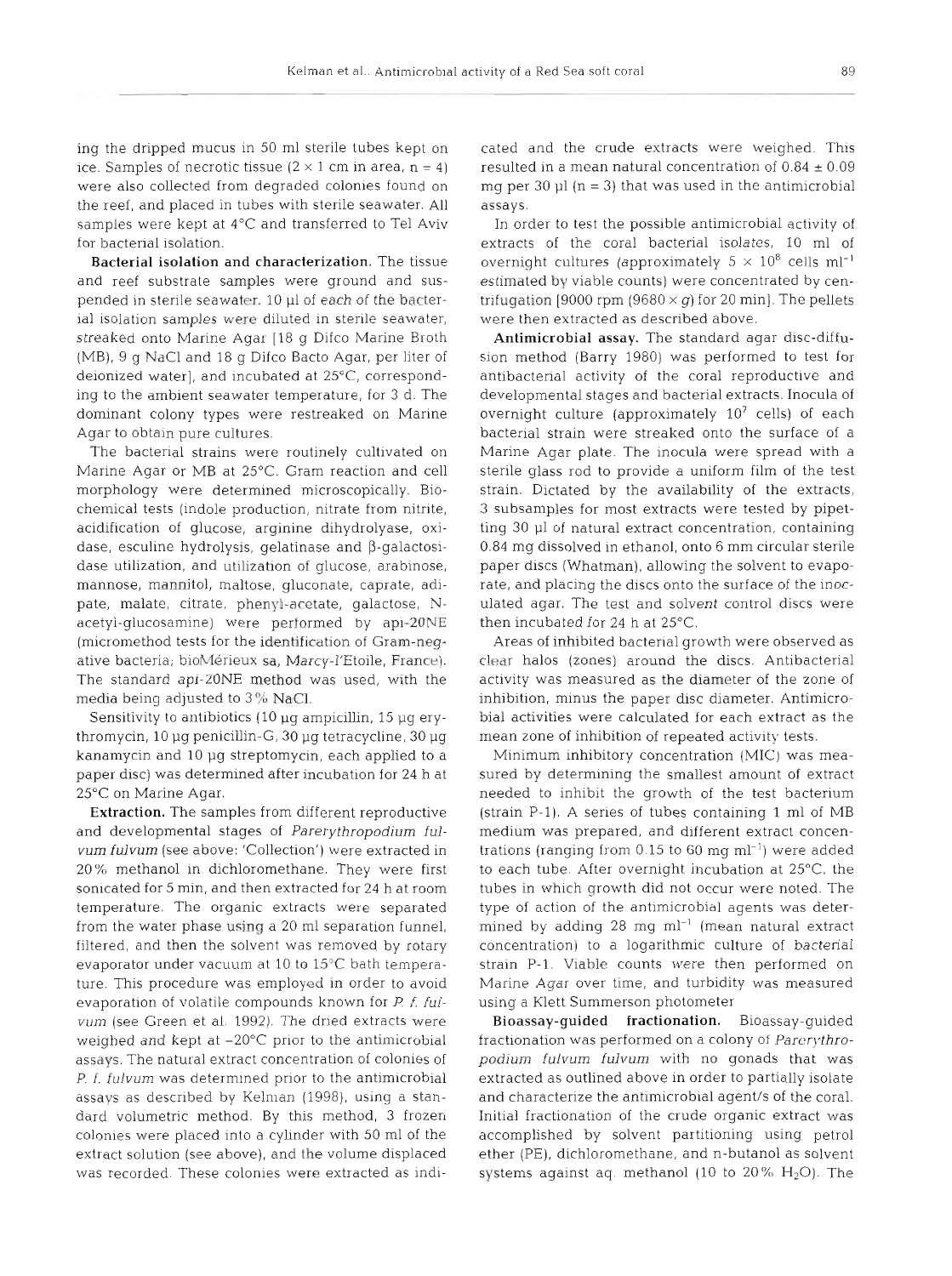ing the dripped mucus in 50 ml sterile tubes kept on ice. Samples of necrotic tissue ($2 \times 1$ cm in area, n = 4) were also collected from degraded colonies found on the reef, and placed in tubes with sterile seawater. All samples were kept at 4°C and transferred to Tel Aviv for bacterial isolation.

**Bacterial isolation and characterization.** The tissue and reef substrate samples were ground and suspended in sterile seawater. 10 µl of each of the bacterial isolation samples were diluted in sterile seawater, streaked onto Marine Agar [18 g Difco Marine Broth (MB), 9 g NaCl and 18 g Difco Bacto Agar, per liter of deionized water], and incubated at 25°C, corresponding to the ambient seawater temperature, for 3 d. The dominant colony types were restreaked on Marine Agar to obtain pure cultures.

The bacterial strains were routinely cultivated on Marine Agar or MB at 25°C. Gram reaction and cell morphology were determined microscopically. Biochemical tests (indole production, nitrate from nitrite, acidification of glucose, arginine dihydrolyase, oxidase, esculine hydrolysis, gelatinase and β-galactosidase utilization, and utilization of glucose, arabinose, mannose, mannitol, maltose, gluconate, caprate, adipate, malate, citrate, phenyl-acetate, galactose, N-acetyl-glucosamine) were performed by api-20NE (micromethod tests for the identification of Gram-negative bacteria; bioMérieux sa, Marcy-l'Etoile, France). The standard api-20NE method was used, with the media being adjusted to 3% NaCl.

Sensitivity to antibiotics (10 µg ampicillin, 15 µg erythromycin, 10 µg penicillin-G, 30 µg tetracycline, 30 µg kanamycin and 10 µg streptomycin, each applied to a paper disc) was determined after incubation for 24 h at 25°C on Marine Agar.

**Extraction.** The samples from different reproductive and developmental stages of *Parerythropodium fulvum fulvum* (see above: 'Collection') were extracted in 20% methanol in dichloromethane. They were first sonicated for 5 min, and then extracted for 24 h at room temperature. The organic extracts were separated from the water phase using a 20 ml separation funnel, filtered, and then the solvent was removed by rotary evaporator under vacuum at 10 to 15°C bath temperature. This procedure was employed in order to avoid evaporation of volatile compounds known for *P. f. fulvum* (see Green et al. 1992). The dried extracts were weighed and kept at –20°C prior to the antimicrobial assays. The natural extract concentration of colonies of *P. f. fulvum* was determined prior to the antimicrobial assays as described by Kelman (1998), using a standard volumetric method. By this method, 3 frozen colonies were placed into a cylinder with 50 ml of the extract solution (see above), and the volume displaced was recorded. These colonies were extracted as indicated and the crude extracts were weighed. This resulted in a mean natural concentration of $0.84 \pm 0.09$ mg per 30 µl (n = 3) that was used in the antimicrobial assays.

In order to test the possible antimicrobial activity of extracts of the coral bacterial isolates, 10 ml of overnight cultures (approximately $5 \times 10^8$ cells ml$^{-1}$ estimated by viable counts) were concentrated by centrifugation [9000 rpm ($9680 \times g$) for 20 min]. The pellets were then extracted as described above.

**Antimicrobial assay.** The standard agar disc-diffusion method (Barry 1980) was performed to test for antibacterial activity of the coral reproductive and developmental stages and bacterial extracts. Inocula of overnight culture (approximately $10^7$ cells) of each bacterial strain were streaked onto the surface of a Marine Agar plate. The inocula were spread with a sterile glass rod to provide a uniform film of the test strain. Dictated by the availability of the extracts, 3 subsamples for most extracts were tested by pipetting 30 µl of natural extract concentration, containing 0.84 mg dissolved in ethanol, onto 6 mm circular sterile paper discs (Whatman), allowing the solvent to evaporate, and placing the discs onto the surface of the inoculated agar. The test and solvent control discs were then incubated for 24 h at 25°C.

Areas of inhibited bacterial growth were observed as clear halos (zones) around the discs. Antibacterial activity was measured as the diameter of the zone of inhibition, minus the paper disc diameter. Antimicrobial activities were calculated for each extract as the mean zone of inhibition of repeated activity tests.

Minimum inhibitory concentration (MIC) was measured by determining the smallest amount of extract needed to inhibit the growth of the test bacterium (strain P-1). A series of tubes containing 1 ml of MB medium was prepared, and different extract concentrations (ranging from 0.15 to 60 mg ml$^{-1}$) were added to each tube. After overnight incubation at 25°C, the tubes in which growth did not occur were noted. The type of action of the antimicrobial agents was determined by adding 28 mg ml$^{-1}$ (mean natural extract concentration) to a logarithmic culture of bacterial strain P-1. Viable counts were then performed on Marine Agar over time, and turbidity was measured using a Klett Summerson photometer.

**Bioassay-guided fractionation.** Bioassay-guided fractionation was performed on a colony of *Parerythropodium fulvum fulvum* with no gonads that was extracted as outlined above in order to partially isolate and characterize the antimicrobial agent/s of the coral. Initial fractionation of the crude organic extract was accomplished by solvent partitioning using petrol ether (PE), dichloromethane, and n-butanol as solvent systems against aq. methanol (10 to 20% $H_2O$). The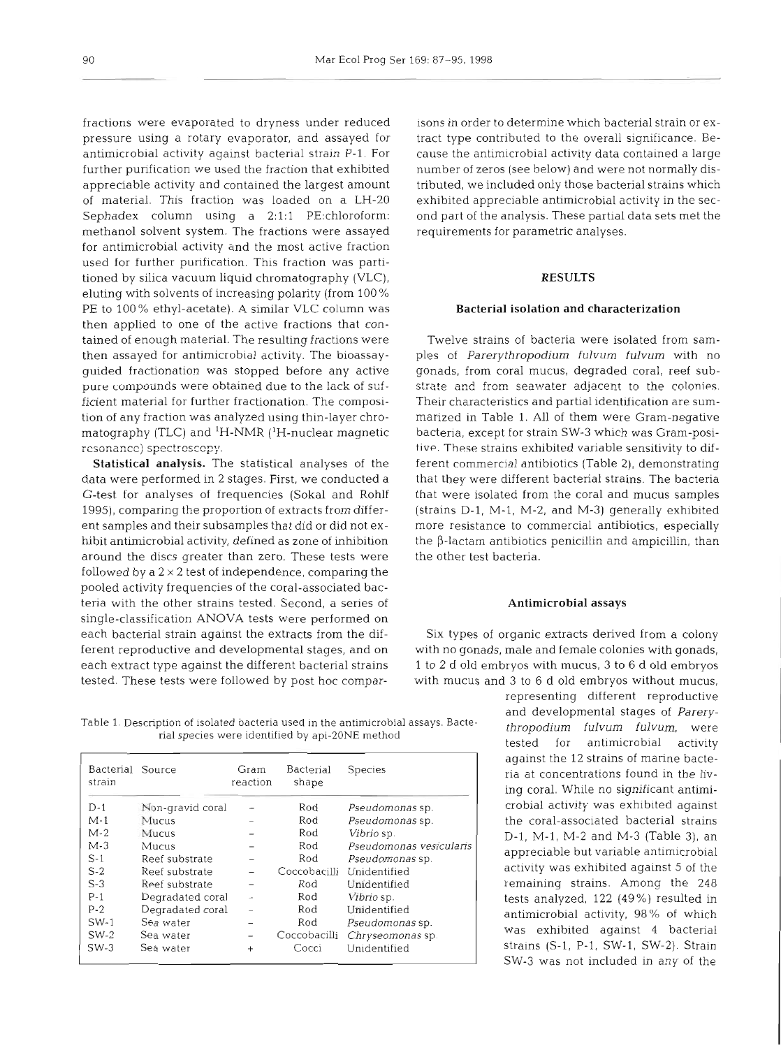fractions were evaporated to dryness under reduced pressure using a rotary evaporator, and assayed for antimicrobial activity against bacterial strain P-1. For further purification we used the fraction that exhibited appreciable activity and contained the largest amount of material. This fraction was loaded on a LH-20 Sephadex column using a 2:1:1 PE:chloroform: methanol solvent system. The fractions were assayed for antimicrobial activity and the most active fraction used for further purification. This fraction was partitioned by silica vacuum liquid chromatography (VLC), eluting with solvents of increasing polarity (from 100% PE to 100% ethyl-acetate). A similar VLC column was then applied to one of the active fractions that contained of enough material. The resulting fractions were then assayed for antimicrobial activity. The bioassay-guided fractionation was stopped before any active pure compounds were obtained due to the lack of sufficient material for further fractionation. The composition of any fraction was analyzed using thin-layer chromatography (TLC) and $^1$H-NMR ($^1$H-nuclear magnetic resonance) spectroscopy.

**Statistical analysis.** The statistical analyses of the data were performed in 2 stages. First, we conducted a G-test for analyses of frequencies (Sokal and Rohlf 1995), comparing the proportion of extracts from different samples and their subsamples that did or did not exhibit antimicrobial activity, defined as zone of inhibition around the discs greater than zero. These tests were followed by a $2 \times 2$ test of independence, comparing the pooled activity frequencies of the coral-associated bacteria with the other strains tested. Second, a series of single-classification ANOVA tests were performed on each bacterial strain against the extracts from the different reproductive and developmental stages, and on each extract type against the different bacterial strains tested. These tests were followed by post hoc comparisons in order to determine which bacterial strain or extract type contributed to the overall significance. Because the antimicrobial activity data contained a large number of zeros (see below) and were not normally distributed, we included only those bacterial strains which exhibited appreciable antimicrobial activity in the second part of the analysis. These partial data sets met the requirements for parametric analyses.

## RESULTS

### Bacterial isolation and characterization

Twelve strains of bacteria were isolated from samples of *Parerythropodium fulvum fulvum* with no gonads, from coral mucus, degraded coral, reef substrate and from seawater adjacent to the colonies. Their characteristics and partial identification are summarized in Table 1. All of them were Gram-negative bacteria, except for strain SW-3 which was Gram-positive. These strains exhibited variable sensitivity to different commercial antibiotics (Table 2), demonstrating that they were different bacterial strains. The bacteria that were isolated from the coral and mucus samples (strains D-1, M-1, M-2, and M-3) generally exhibited more resistance to commercial antibiotics, especially the β-lactam antibiotics penicillin and ampicillin, than the other test bacteria.

### Antimicrobial assays

Six types of organic extracts derived from a colony with no gonads, male and female colonies with gonads, 1 to 2 d old embryos with mucus, 3 to 6 d old embryos with mucus and 3 to 6 d old embryos without mucus, representing different reproductive and developmental stages of *Parerythropodium fulvum fulvum*, were tested for antimicrobial activity against the 12 strains of marine bacteria at concentrations found in the living coral. While no significant antimicrobial activity was exhibited against the coral-associated bacterial strains D-1, M-1, M-2 and M-3 (Table 3), an appreciable but variable antimicrobial activity was exhibited against 5 of the remaining strains. Among the 248 tests analyzed, 122 (49%) resulted in antimicrobial activity, 98% of which was exhibited against 4 bacterial strains (S-1, P-1, SW-1, SW-2). Strain SW-3 was not included in any of the

Table 1. Description of isolated bacteria used in the antimicrobial assays. Bacterial species were identified by api-20NE method

| Bacterial strain | Source | Gram reaction | Bacterial shape | Species |
|---|---|---|---|---|
| D-1 | Non-gravid coral | – | Rod | *Pseudomonas* sp. |
| M-1 | Mucus | – | Rod | *Pseudomonas* sp. |
| M-2 | Mucus | – | Rod | *Vibrio* sp. |
| M-3 | Mucus | – | Rod | *Pseudomonas vesicularis* |
| S-1 | Reef substrate | – | Rod | *Pseudomonas* sp. |
| S-2 | Reef substrate | – | Coccobacilli | Unidentified |
| S-3 | Reef substrate | – | Rod | Unidentified |
| P-1 | Degradated coral | – | Rod | *Vibrio* sp. |
| P-2 | Degradated coral | – | Rod | Unidentified |
| SW-1 | Sea water | – | Rod | *Pseudomonas* sp. |
| SW-2 | Sea water | – | Coccobacilli | *Chryseomonas* sp. |
| SW-3 | Sea water | + | Cocci | Unidentified |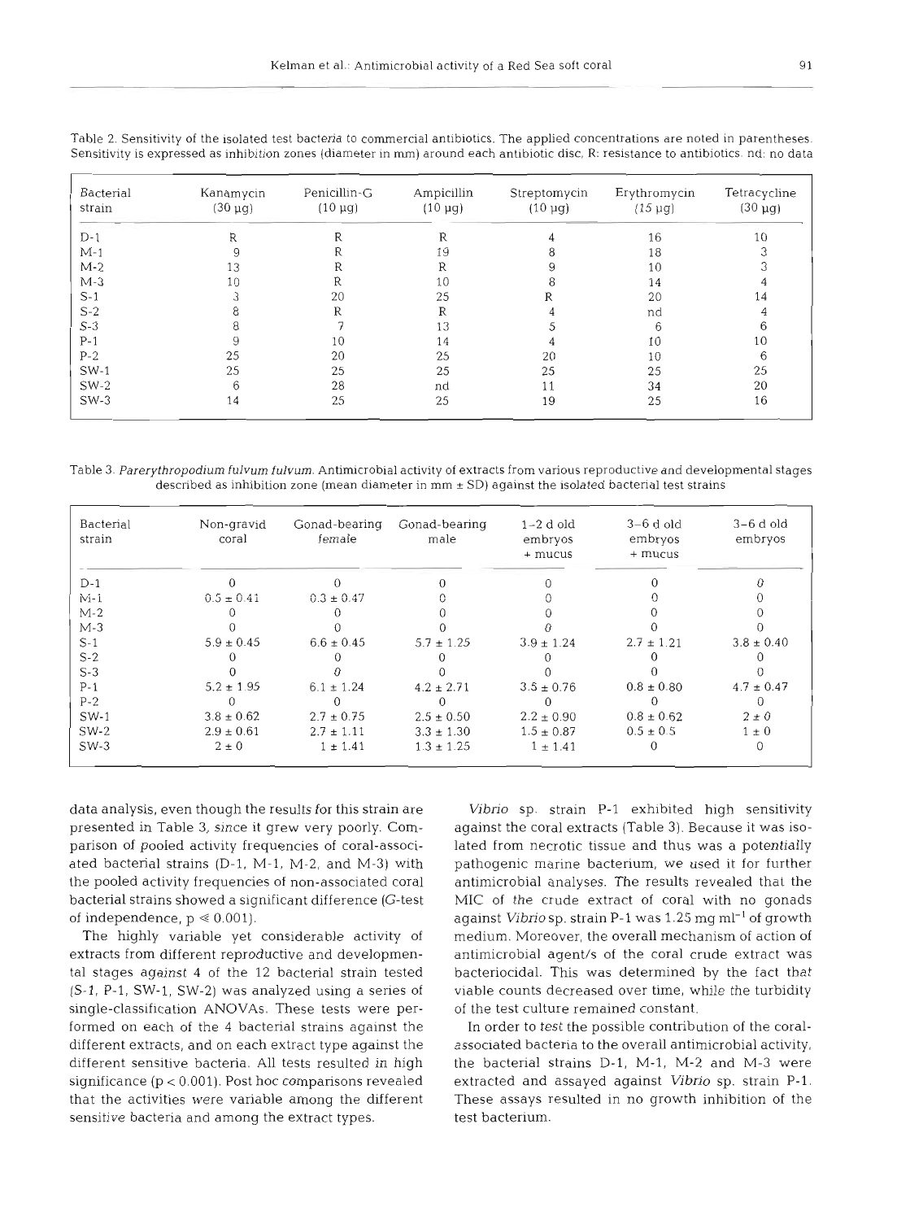Table 2. Sensitivity of the isolated test bacteria to commercial antibiotics. The applied concentrations are noted in parentheses. Sensitivity is expressed as inhibition zones (diameter in mm) around each antibiotic disc, R: resistance to antibiotics. nd: no data

| Bacterial strain | Kanamycin (30 µg) | Penicillin-G (10 µg) | Ampicillin (10 µg) | Streptomycin (10 µg) | Erythromycin (15 µg) | Tetracycline (30 µg) |
|---|---|---|---|---|---|---|
| D-1 | R | R | R | 4 | 16 | 10 |
| M-1 | 9 | R | 19 | 8 | 18 | 3 |
| M-2 | 13 | R | R | 9 | 10 | 3 |
| M-3 | 10 | R | 10 | 8 | 14 | 4 |
| S-1 | 3 | 20 | 25 | R | 20 | 14 |
| S-2 | 8 | R | R | 4 | nd | 4 |
| S-3 | 8 | 7 | 13 | 5 | 6 | 6 |
| P-1 | 9 | 10 | 14 | 4 | 10 | 10 |
| P-2 | 25 | 20 | 25 | 20 | 10 | 6 |
| SW-1 | 25 | 25 | 25 | 25 | 25 | 25 |
| SW-2 | 6 | 28 | nd | 11 | 34 | 20 |
| SW-3 | 14 | 25 | 25 | 19 | 25 | 16 |

Table 3. *Parerythropodium fulvum fulvum*. Antimicrobial activity of extracts from various reproductive and developmental stages described as inhibition zone (mean diameter in mm ± SD) against the isolated bacterial test strains

| Bacterial strain | Non-gravid coral | Gonad-bearing female | Gonad-bearing male | 1–2 d old embryos + mucus | 3–6 d old embryos + mucus | 3–6 d old embryos |
|---|---|---|---|---|---|---|
| D-1 | 0 | 0 | 0 | 0 | 0 | 0 |
| M-1 | 0.5 ± 0.41 | 0.3 ± 0.47 | 0 | 0 | 0 | 0 |
| M-2 | 0 | 0 | 0 | 0 | 0 | 0 |
| M-3 | 0 | 0 | 0 | 0 | 0 | 0 |
| S-1 | 5.9 ± 0.45 | 6.6 ± 0.45 | 5.7 ± 1.25 | 3.9 ± 1.24 | 2.7 ± 1.21 | 3.8 ± 0.40 |
| S-2 | 0 | 0 | 0 | 0 | 0 | 0 |
| S-3 | 0 | 0 | 0 | 0 | 0 | 0 |
| P-1 | 5.2 ± 1.95 | 6.1 ± 1.24 | 4.2 ± 2.71 | 3.5 ± 0.76 | 0.8 ± 0.80 | 4.7 ± 0.47 |
| P-2 | 0 | 0 | 0 | 0 | 0 | 0 |
| SW-1 | 3.8 ± 0.62 | 2.7 ± 0.75 | 2.5 ± 0.50 | 2.2 ± 0.90 | 0.8 ± 0.62 | 2 ± 0 |
| SW-2 | 2.9 ± 0.61 | 2.7 ± 1.11 | 3.3 ± 1.30 | 1.5 ± 0.87 | 0.5 ± 0.5 | 1 ± 0 |
| SW-3 | 2 ± 0 | 1 ± 1.41 | 1.3 ± 1.25 | 1 ± 1.41 | 0 | 0 |

data analysis, even though the results for this strain are presented in Table 3, since it grew very poorly. Comparison of pooled activity frequencies of coral-associated bacterial strains (D-1, M-1, M-2, and M-3) with the pooled activity frequencies of non-associated coral bacterial strains showed a significant difference (G-test of independence, $p \ll 0.001$).

The highly variable yet considerable activity of extracts from different reproductive and developmental stages against 4 of the 12 bacterial strain tested (S-1, P-1, SW-1, SW-2) was analyzed using a series of single-classification ANOVAs. These tests were performed on each of the 4 bacterial strains against the different extracts, and on each extract type against the different sensitive bacteria. All tests resulted in high significance ($p < 0.001$). Post hoc comparisons revealed that the activities were variable among the different sensitive bacteria and among the extract types.

*Vibrio* sp. strain P-1 exhibited high sensitivity against the coral extracts (Table 3). Because it was isolated from necrotic tissue and thus was a potentially pathogenic marine bacterium, we used it for further antimicrobial analyses. The results revealed that the MIC of the crude extract of coral with no gonads against *Vibrio* sp. strain P-1 was 1.25 mg $ml^{-1}$ of growth medium. Moreover, the overall mechanism of action of antimicrobial agent/s of the coral crude extract was bacteriocidal. This was determined by the fact that viable counts decreased over time, while the turbidity of the test culture remained constant.

In order to test the possible contribution of the coral-associated bacteria to the overall antimicrobial activity, the bacterial strains D-1, M-1, M-2 and M-3 were extracted and assayed against *Vibrio* sp. strain P-1. These assays resulted in no growth inhibition of the test bacterium.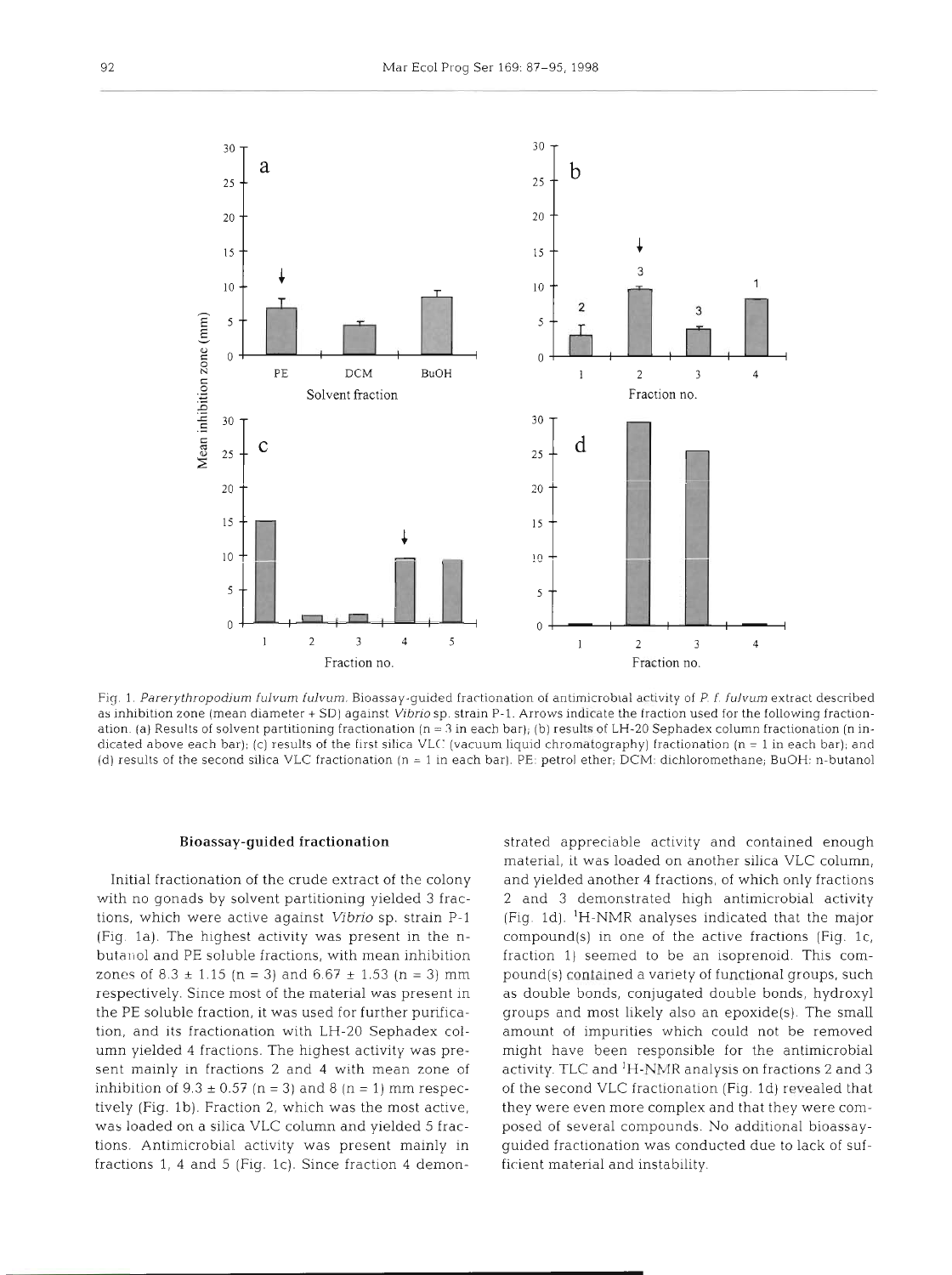Fig. 1. *Parerythropodium fulvum fulvum*. Bioassay-guided fractionation of antimicrobial activity of *P. f. fulvum* extract described as inhibition zone (mean diameter + SD) against *Vibrio* sp. strain P-1. Arrows indicate the fraction used for the following fractionation. (a) Results of solvent partitioning fractionation (n = 3 in each bar); (b) results of LH-20 Sephadex column fractionation (n indicated above each bar); (c) results of the first silica VLC (vacuum liquid chromatography) fractionation (n = 1 in each bar); and (d) results of the second silica VLC fractionation (n = 1 in each bar). PE: petrol ether; DCM: dichloromethane; BuOH: n-butanol

### Bioassay-guided fractionation

Initial fractionation of the crude extract of the colony with no gonads by solvent partitioning yielded 3 fractions, which were active against *Vibrio* sp. strain P-1 (Fig. 1a). The highest activity was present in the n-butanol and PE soluble fractions, with mean inhibition zones of $8.3 \pm 1.15$ (n = 3) and $6.67 \pm 1.53$ (n = 3) mm respectively. Since most of the material was present in the PE soluble fraction, it was used for further purification, and its fractionation with LH-20 Sephadex column yielded 4 fractions. The highest activity was present mainly in fractions 2 and 4 with mean zone of inhibition of $9.3 \pm 0.57$ (n = 3) and 8 (n = 1) mm respectively (Fig. 1b). Fraction 2, which was the most active, was loaded on a silica VLC column and yielded 5 fractions. Antimicrobial activity was present mainly in fractions 1, 4 and 5 (Fig. 1c). Since fraction 4 demonstrated appreciable activity and contained enough material, it was loaded on another silica VLC column, and yielded another 4 fractions, of which only fractions 2 and 3 demonstrated high antimicrobial activity (Fig. 1d). $^1$H-NMR analyses indicated that the major compound(s) in one of the active fractions (Fig. 1c, fraction 1) seemed to be an isoprenoid. This compound(s) contained a variety of functional groups, such as double bonds, conjugated double bonds, hydroxyl groups and most likely also an epoxide(s). The small amount of impurities which could not be removed might have been responsible for the antimicrobial activity. TLC and $^1$H-NMR analysis on fractions 2 and 3 of the second VLC fractionation (Fig. 1d) revealed that they were even more complex and that they were composed of several compounds. No additional bioassay-guided fractionation was conducted due to lack of sufficient material and instability.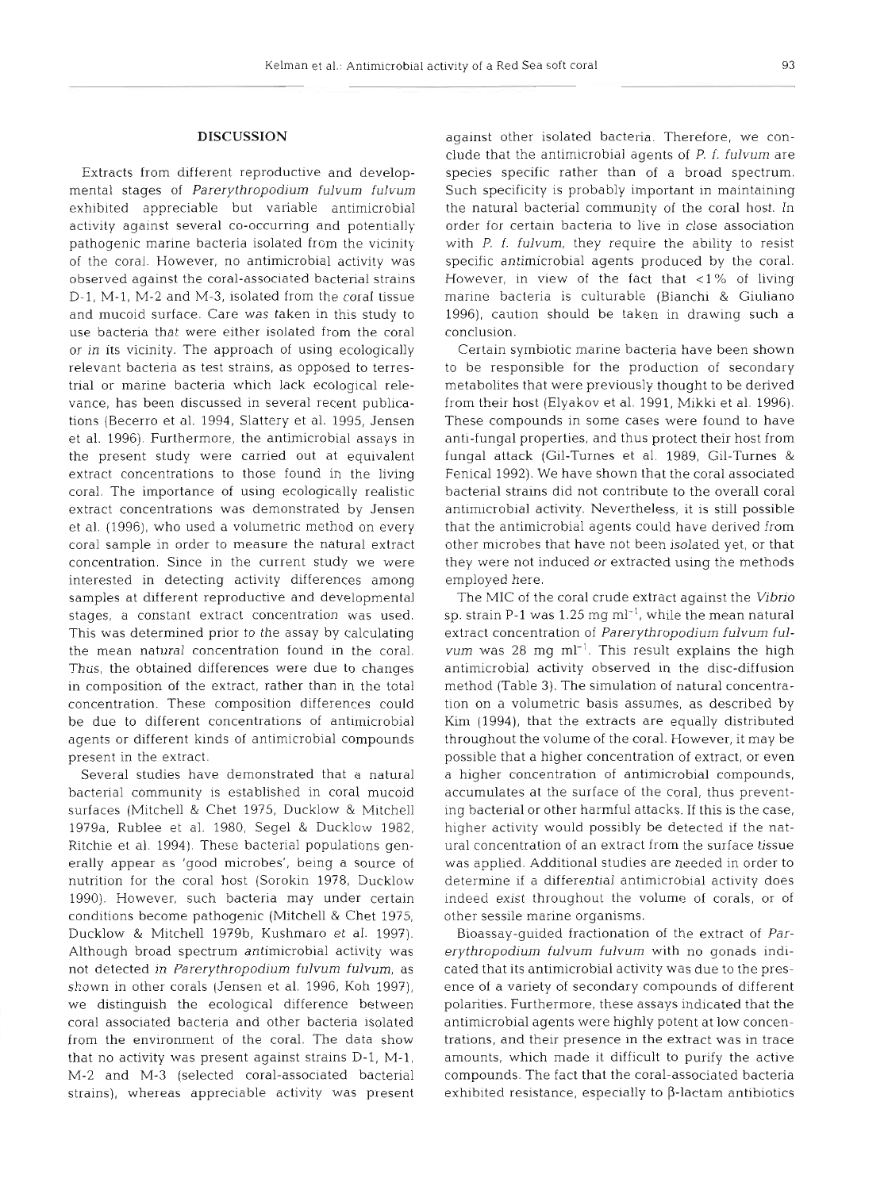## DISCUSSION

Extracts from different reproductive and developmental stages of *Parerythropodium fulvum fulvum* exhibited appreciable but variable antimicrobial activity against several co-occurring and potentially pathogenic marine bacteria isolated from the vicinity of the coral. However, no antimicrobial activity was observed against the coral-associated bacterial strains D-1, M-1, M-2 and M-3, isolated from the coral tissue and mucoid surface. Care was taken in this study to use bacteria that were either isolated from the coral or in its vicinity. The approach of using ecologically relevant bacteria as test strains, as opposed to terrestrial or marine bacteria which lack ecological relevance, has been discussed in several recent publications (Becerro et al. 1994, Slattery et al. 1995, Jensen et al. 1996). Furthermore, the antimicrobial assays in the present study were carried out at equivalent extract concentrations to those found in the living coral. The importance of using ecologically realistic extract concentrations was demonstrated by Jensen et al. (1996), who used a volumetric method on every coral sample in order to measure the natural extract concentration. Since in the current study we were interested in detecting activity differences among samples at different reproductive and developmental stages, a constant extract concentration was used. This was determined prior to the assay by calculating the mean natural concentration found in the coral. Thus, the obtained differences were due to changes in composition of the extract, rather than in the total concentration. These composition differences could be due to different concentrations of antimicrobial agents or different kinds of antimicrobial compounds present in the extract.

Several studies have demonstrated that a natural bacterial community is established in coral mucoid surfaces (Mitchell & Chet 1975, Ducklow & Mitchell 1979a, Rublee et al. 1980, Segel & Ducklow 1982, Ritchie et al. 1994). These bacterial populations generally appear as 'good microbes', being a source of nutrition for the coral host (Sorokin 1978, Ducklow 1990). However, such bacteria may under certain conditions become pathogenic (Mitchell & Chet 1975, Ducklow & Mitchell 1979b, Kushmaro et al. 1997). Although broad spectrum antimicrobial activity was not detected in *Parerythropodium fulvum fulvum*, as shown in other corals (Jensen et al. 1996, Koh 1997), we distinguish the ecological difference between coral associated bacteria and other bacteria isolated from the environment of the coral. The data show that no activity was present against strains D-1, M-1, M-2 and M-3 (selected coral-associated bacterial strains), whereas appreciable activity was present against other isolated bacteria. Therefore, we conclude that the antimicrobial agents of *P. f. fulvum* are species specific rather than of a broad spectrum. Such specificity is probably important in maintaining the natural bacterial community of the coral host. In order for certain bacteria to live in close association with *P. f. fulvum*, they require the ability to resist specific antimicrobial agents produced by the coral. However, in view of the fact that <1% of living marine bacteria is culturable (Bianchi & Giuliano 1996), caution should be taken in drawing such a conclusion.

Certain symbiotic marine bacteria have been shown to be responsible for the production of secondary metabolites that were previously thought to be derived from their host (Elyakov et al. 1991, Mikki et al. 1996). These compounds in some cases were found to have anti-fungal properties, and thus protect their host from fungal attack (Gil-Turnes et al. 1989, Gil-Turnes & Fenical 1992). We have shown that the coral associated bacterial strains did not contribute to the overall coral antimicrobial activity. Nevertheless, it is still possible that the antimicrobial agents could have derived from other microbes that have not been isolated yet, or that they were not induced or extracted using the methods employed here.

The MIC of the coral crude extract against the *Vibrio* sp. strain P-1 was 1.25 mg ml$^{-1}$, while the mean natural extract concentration of *Parerythropodium fulvum fulvum* was 28 mg ml$^{-1}$. This result explains the high antimicrobial activity observed in the disc-diffusion method (Table 3). The simulation of natural concentration on a volumetric basis assumes, as described by Kim (1994), that the extracts are equally distributed throughout the volume of the coral. However, it may be possible that a higher concentration of extract, or even a higher concentration of antimicrobial compounds, accumulates at the surface of the coral, thus preventing bacterial or other harmful attacks. If this is the case, higher activity would possibly be detected if the natural concentration of an extract from the surface tissue was applied. Additional studies are needed in order to determine if a differential antimicrobial activity does indeed exist throughout the volume of corals, or of other sessile marine organisms.

Bioassay-guided fractionation of the extract of *Parerythropodium fulvum fulvum* with no gonads indicated that its antimicrobial activity was due to the presence of a variety of secondary compounds of different polarities. Furthermore, these assays indicated that the antimicrobial agents were highly potent at low concentrations, and their presence in the extract was in trace amounts, which made it difficult to purify the active compounds. The fact that the coral-associated bacteria exhibited resistance, especially to β-lactam antibiotics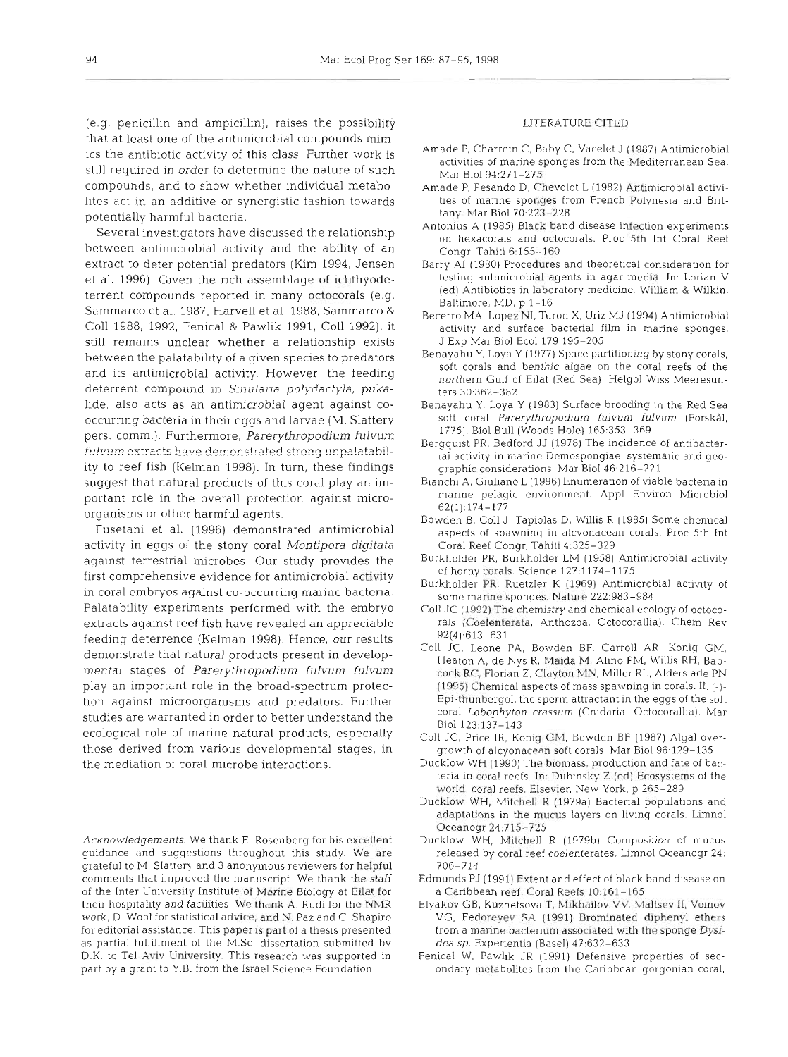(e.g. penicillin and ampicillin), raises the possibility that at least one of the antimicrobial compounds mimics the antibiotic activity of this class. Further work is still required in order to determine the nature of such compounds, and to show whether individual metabolites act in an additive or synergistic fashion towards potentially harmful bacteria.

Several investigators have discussed the relationship between antimicrobial activity and the ability of an extract to deter potential predators (Kim 1994, Jensen et al. 1996). Given the rich assemblage of ichthyodeterrent compounds reported in many octocorals (e.g. Sammarco et al. 1987, Harvell et al. 1988, Sammarco & Coll 1988, 1992, Fenical & Pawlik 1991, Coll 1992), it still remains unclear whether a relationship exists between the palatability of a given species to predators and its antimicrobial activity. However, the feeding deterrent compound in *Sinularia polydactyla*, pukalide, also acts as an antimicrobial agent against co-occurring bacteria in their eggs and larvae (M. Slattery pers. comm.). Furthermore, *Parerythropodium fulvum fulvum* extracts have demonstrated strong unpalatability to reef fish (Kelman 1998). In turn, these findings suggest that natural products of this coral play an important role in the overall protection against microorganisms or other harmful agents.

Fusetani et al. (1996) demonstrated antimicrobial activity in eggs of the stony coral *Montipora digitata* against terrestrial microbes. Our study provides the first comprehensive evidence for antimicrobial activity in coral embryos against co-occurring marine bacteria. Palatability experiments performed with the embryo extracts against reef fish have revealed an appreciable feeding deterrence (Kelman 1998). Hence, our results demonstrate that natural products present in developmental stages of *Parerythropodium fulvum fulvum* play an important role in the broad-spectrum protection against microorganisms and predators. Further studies are warranted in order to better understand the ecological role of marine natural products, especially those derived from various developmental stages, in the mediation of coral-microbe interactions.

*Acknowledgements.* We thank E. Rosenberg for his excellent guidance and suggestions throughout this study. We are grateful to M. Slattery and 3 anonymous reviewers for helpful comments that improved the manuscript. We thank the staff of the Inter University Institute of Marine Biology at Eilat for their hospitality and facilities. We thank A. Rudi for the NMR work, D. Wool for statistical advice, and N. Paz and C. Shapiro for editorial assistance. This paper is part of a thesis presented as partial fulfillment of the M.Sc. dissertation submitted by D.K. to Tel Aviv University. This research was supported in part by a grant to Y.B. from the Israel Science Foundation.

## LITERATURE CITED

Amade P, Charroin C, Baby C, Vacelet J (1987) Antimicrobial activities of marine sponges from the Mediterranean Sea. Mar Biol 94:271–275

Amade P, Pesando D, Chevolot L (1982) Antimicrobial activities of marine sponges from French Polynesia and Brittany. Mar Biol 70:223–228

Antonius A (1985) Black band disease infection experiments on hexacorals and octocorals. Proc 5th Int Coral Reef Congr, Tahiti 6:155–160

Barry AI (1980) Procedures and theoretical consideration for testing antimicrobial agents in agar media. In: Lorian V (ed) Antibiotics in laboratory medicine. William & Wilkin, Baltimore, MD, p 1–16

Becerro MA, Lopez NI, Turon X, Uriz MJ (1994) Antimicrobial activity and surface bacterial film in marine sponges. J Exp Mar Biol Ecol 179:195–205

Benayahu Y, Loya Y (1977) Space partitioning by stony corals, soft corals and benthic algae on the coral reefs of the northern Gulf of Eilat (Red Sea). Helgol Wiss Meeresunters 30:362–382

Benayahu Y, Loya Y (1983) Surface brooding in the Red Sea soft coral *Parerythropodium fulvum fulvum* (Forskål, 1775). Biol Bull (Woods Hole) 165:353–369

Bergquist PR, Bedford JJ (1978) The incidence of antibacterial activity in marine Demospongiae; systematic and geographic considerations. Mar Biol 46:216–221

Bianchi A, Giuliano L (1996) Enumeration of viable bacteria in marine pelagic environment. Appl Environ Microbiol 62(1):174–177

Bowden B, Coll J, Tapiolas D, Willis R (1985) Some chemical aspects of spawning in alcyonacean corals. Proc 5th Int Coral Reef Congr, Tahiti 4:325–329

Burkholder PR, Burkholder LM (1958) Antimicrobial activity of horny corals. Science 127:1174–1175

Burkholder PR, Ruetzler K (1969) Antimicrobial activity of some marine sponges. Nature 222:983–984

Coll JC (1992) The chemistry and chemical ecology of octocorals (Coelenterata, Anthozoa, Octocorallia). Chem Rev 92(4):613–631

Coll JC, Leone PA, Bowden BF, Carroll AR, Konig GM, Heaton A, de Nys R, Maida M, Alino PM, Willis RH, Babcock RC, Florian Z, Clayton MN, Miller RL, Alderslade PN (1995) Chemical aspects of mass spawning in corals. II. (-)-Epi-thunbergol, the sperm attractant in the eggs of the soft coral *Lobophyton crassum* (Cnidaria: Octocorallia). Mar Biol 123:137–143

Coll JC, Price IR, Konig GM, Bowden BF (1987) Algal overgrowth of alcyonacean soft corals. Mar Biol 96:129–135

Ducklow WH (1990) The biomass, production and fate of bacteria in coral reefs. In: Dubinsky Z (ed) Ecosystems of the world: coral reefs. Elsevier, New York, p 265–289

Ducklow WH, Mitchell R (1979a) Bacterial populations and adaptations in the mucus layers on living corals. Limnol Oceanogr 24:715–725

Ducklow WH, Mitchell R (1979b) Composition of mucus released by coral reef coelenterates. Limnol Oceanogr 24:706–714

Edmunds PJ (1991) Extent and effect of black band disease on a Caribbean reef. Coral Reefs 10:161–165

Elyakov GB, Kuznetsova T, Mikhailov VV, Maltsev II, Voinov VG, Fedoreyev SA (1991) Brominated diphenyl ethers from a marine bacterium associated with the sponge *Dysidea sp.* Experientia (Basel) 47:632–633

Fenical W, Pawlik JR (1991) Defensive properties of secondary metabolites from the Caribbean gorgonian coral,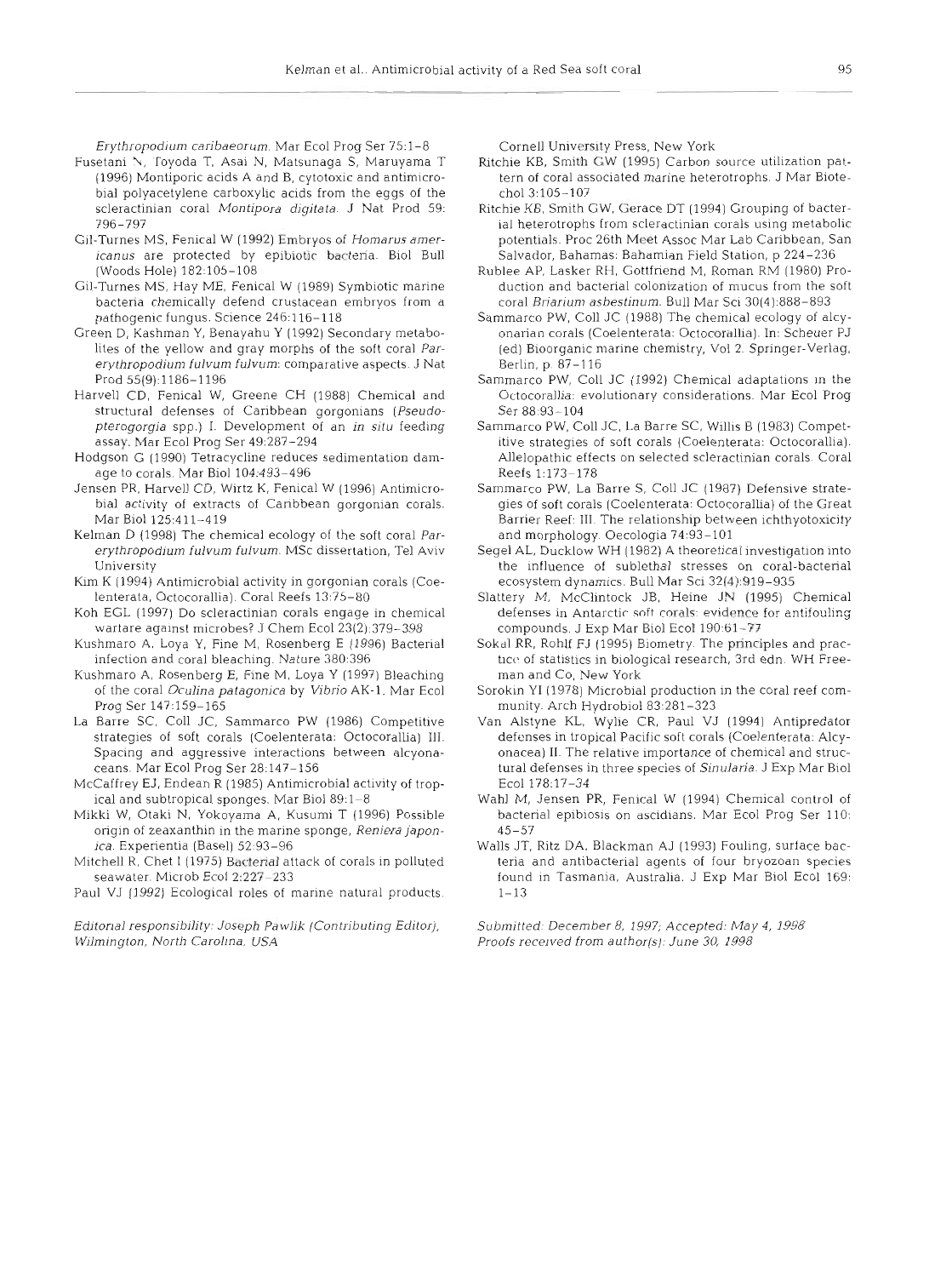*Erythropodium caribaeorum*. Mar Ecol Prog Ser 75:1–8

Fusetani N, Toyoda T, Asai N, Matsunaga S, Maruyama T (1996) Montiporic acids A and B, cytotoxic and antimicrobial polyacetylene carboxylic acids from the eggs of the scleractinian coral *Montipora digitata*. J Nat Prod 59: 796–797

Gil-Turnes MS, Fenical W (1992) Embryos of *Homarus americanus* are protected by epibiotic bacteria. Biol Bull (Woods Hole) 182:105–108

Gil-Turnes MS, Hay ME, Fenical W (1989) Symbiotic marine bacteria chemically defend crustacean embryos from a pathogenic fungus. Science 246:116–118

Green D, Kashman Y, Benayahu Y (1992) Secondary metabolites of the yellow and gray morphs of the soft coral *Parerythropodium fulvum fulvum*: comparative aspects. J Nat Prod 55(9):1186–1196

Harvell CD, Fenical W, Greene CH (1988) Chemical and structural defenses of Caribbean gorgonians (*Pseudopterogorgia* spp.) I. Development of an *in situ* feeding assay. Mar Ecol Prog Ser 49:287–294

Hodgson G (1990) Tetracycline reduces sedimentation damage to corals. Mar Biol 104:493–496

Jensen PR, Harvell CD, Wirtz K, Fenical W (1996) Antimicrobial activity of extracts of Caribbean gorgonian corals. Mar Biol 125:411–419

Kelman D (1998) The chemical ecology of the soft coral *Parerythropodium fulvum fulvum*. MSc dissertation, Tel Aviv University

Kim K (1994) Antimicrobial activity in gorgonian corals (Coelenterata, Octocorallia). Coral Reefs 13:75–80

Koh EGL (1997) Do scleractinian corals engage in chemical warfare against microbes? J Chem Ecol 23(2):379–398

Kushmaro A, Loya Y, Fine M, Rosenberg E (1996) Bacterial infection and coral bleaching. Nature 380:396

Kushmaro A, Rosenberg E, Fine M, Loya Y (1997) Bleaching of the coral *Oculina patagonica* by *Vibrio* AK-1. Mar Ecol Prog Ser 147:159–165

La Barre SC, Coll JC, Sammarco PW (1986) Competitive strategies of soft corals (Coelenterata: Octocorallia) III. Spacing and aggressive interactions between alcyonaceans. Mar Ecol Prog Ser 28:147–156

McCaffrey EJ, Endean R (1985) Antimicrobial activity of tropical and subtropical sponges. Mar Biol 89:1–8

Mikki W, Otaki N, Yokoyama A, Kusumi T (1996) Possible origin of zeaxanthin in the marine sponge, *Reniera japonica*. Experientia (Basel) 52:93–96

Mitchell R, Chet I (1975) Bacterial attack of corals in polluted seawater. Microb Ecol 2:227–233

Paul VJ (1992) Ecological roles of marine natural products. Cornell University Press, New York

Ritchie KB, Smith GW (1995) Carbon source utilization pattern of coral associated marine heterotrophs. J Mar Biotechol 3:105–107

Ritchie KB, Smith GW, Gerace DT (1994) Grouping of bacterial heterotrophs from scleractinian corals using metabolic potentials. Proc 26th Meet Assoc Mar Lab Caribbean, San Salvador, Bahamas: Bahamian Field Station, p 224–236

Rublee AP, Lasker RH, Gottfriend M, Roman RM (1980) Production and bacterial colonization of mucus from the soft coral *Briarium asbestinum*. Bull Mar Sci 30(4):888–893

Sammarco PW, Coll JC (1988) The chemical ecology of alcyonarian corals (Coelenterata: Octocorallia). In: Scheuer PJ (ed) Bioorganic marine chemistry, Vol 2. Springer-Verlag, Berlin, p. 87–116

Sammarco PW, Coll JC (1992) Chemical adaptations in the Octocorallia: evolutionary considerations. Mar Ecol Prog Ser 88:93–104

Sammarco PW, Coll JC, La Barre SC, Willis B (1983) Competitive strategies of soft corals (Coelenterata: Octocorallia). Allelopathic effects on selected scleractinian corals. Coral Reefs 1:173–178

Sammarco PW, La Barre S, Coll JC (1987) Defensive strategies of soft corals (Coelenterata: Octocorallia) of the Great Barrier Reef: III. The relationship between ichthyotoxicity and morphology. Oecologia 74:93–101

Segel AL, Ducklow WH (1982) A theoretical investigation into the influence of sublethal stresses on coral-bacterial ecosystem dynamics. Bull Mar Sci 32(4):919–935

Slattery M, McClintock JB, Heine JN (1995) Chemical defenses in Antarctic soft corals: evidence for antifouling compounds. J Exp Mar Biol Ecol 190:61–77

Sokal RR, Rohlf FJ (1995) Biometry. The principles and practice of statistics in biological research, 3rd edn. WH Freeman and Co, New York

Sorokin YI (1978) Microbial production in the coral reef community. Arch Hydrobiol 83:281–323

Van Alstyne KL, Wylie CR, Paul VJ (1994) Antipredator defenses in tropical Pacific soft corals (Coelenterata: Alcyonacea) II. The relative importance of chemical and structural defenses in three species of *Sinularia*. J Exp Mar Biol Ecol 178:17–34

Wahl M, Jensen PR, Fenical W (1994) Chemical control of bacterial epibiosis on ascidians. Mar Ecol Prog Ser 110: 45–57

Walls JT, Ritz DA, Blackman AJ (1993) Fouling, surface bacteria and antibacterial agents of four bryozoan species found in Tasmania, Australia. J Exp Mar Biol Ecol 169: 1–13

*Editorial responsibility: Joseph Pawlik (Contributing Editor), Wilmington, North Carolina, USA*

*Submitted: December 8, 1997; Accepted: May 4, 1998*
*Proofs received from author(s): June 30, 1998*